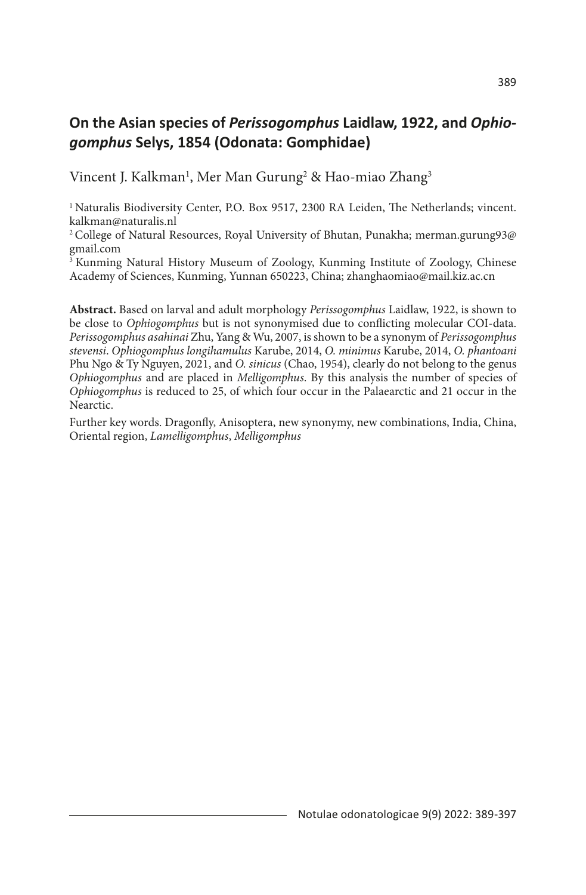# On the Asian species of *Perissogomphus* Laidlaw, 1922, and *Ophiogomphus* Selys, 1854 (Odonata: Gomphidae)

Vincent J. Kalkman[1], Mer Man Gurung[2] & Hao-miao Zhang[3]

[1] Naturalis Biodiversity Center, P.O. Box 9517, 2300 RA Leiden, The Netherlands; vincent.kalkman@naturalis.nl

[2] College of Natural Resources, Royal University of Bhutan, Punakha; merman.gurung93@gmail.com

[3] Kunming Natural History Museum of Zoology, Kunming Institute of Zoology, Chinese Academy of Sciences, Kunming, Yunnan 650223, China; zhanghaomiao@mail.kiz.ac.cn

**Abstract.** Based on larval and adult morphology *Perissogomphus* Laidlaw, 1922, is shown to be close to *Ophiogomphus* but is not synonymised due to conflicting molecular COI-data. *Perissogomphus asahinai* Zhu, Yang & Wu, 2007, is shown to be a synonym of *Perissogomphus stevensi*. *Ophiogomphus longihamulus* Karube, 2014, *O. minimus* Karube, 2014, *O. phantoani* Phu Ngo & Ty Nguyen, 2021, and *O. sinicus* (Chao, 1954), clearly do not belong to the genus *Ophiogomphus* and are placed in *Melligomphus*. By this analysis the number of species of *Ophiogomphus* is reduced to 25, of which four occur in the Palaearctic and 21 occur in the Nearctic.

Further key words. Dragonfly, Anisoptera, new synonymy, new combinations, India, China, Oriental region, *Lamelligomphus*, *Melligomphus*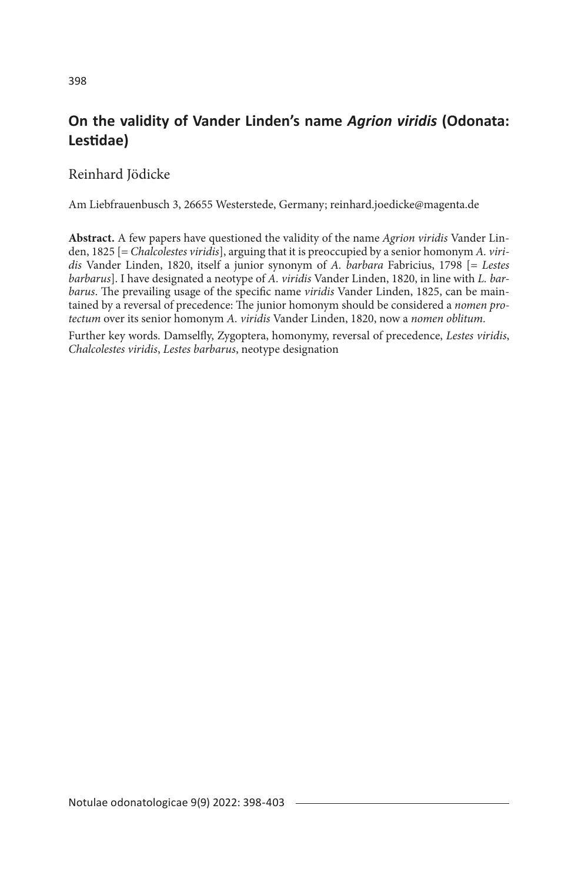## On the validity of Vander Linden's name *Agrion viridis* (Odonata: Lestidae)

Reinhard Jödicke

Am Liebfrauenbusch 3, 26655 Westerstede, Germany; reinhard.joedicke@magenta.de

**Abstract.** A few papers have questioned the validity of the name *Agrion viridis* Vander Linden, 1825 [= *Chalcolestes viridis*], arguing that it is preoccupied by a senior homonym *A. viridis* Vander Linden, 1820, itself a junior synonym of *A. barbara* Fabricius, 1798 [= *Lestes barbarus*]. I have designated a neotype of *A. viridis* Vander Linden, 1820, in line with *L. barbarus*. The prevailing usage of the specific name *viridis* Vander Linden, 1825, can be maintained by a reversal of precedence: The junior homonym should be considered a *nomen protectum* over its senior homonym *A. viridis* Vander Linden, 1820, now a *nomen oblitum.*

Further key words. Damselfly, Zygoptera, homonymy, reversal of precedence, *Lestes viridis*, *Chalcolestes viridis*, *Lestes barbarus*, neotype designation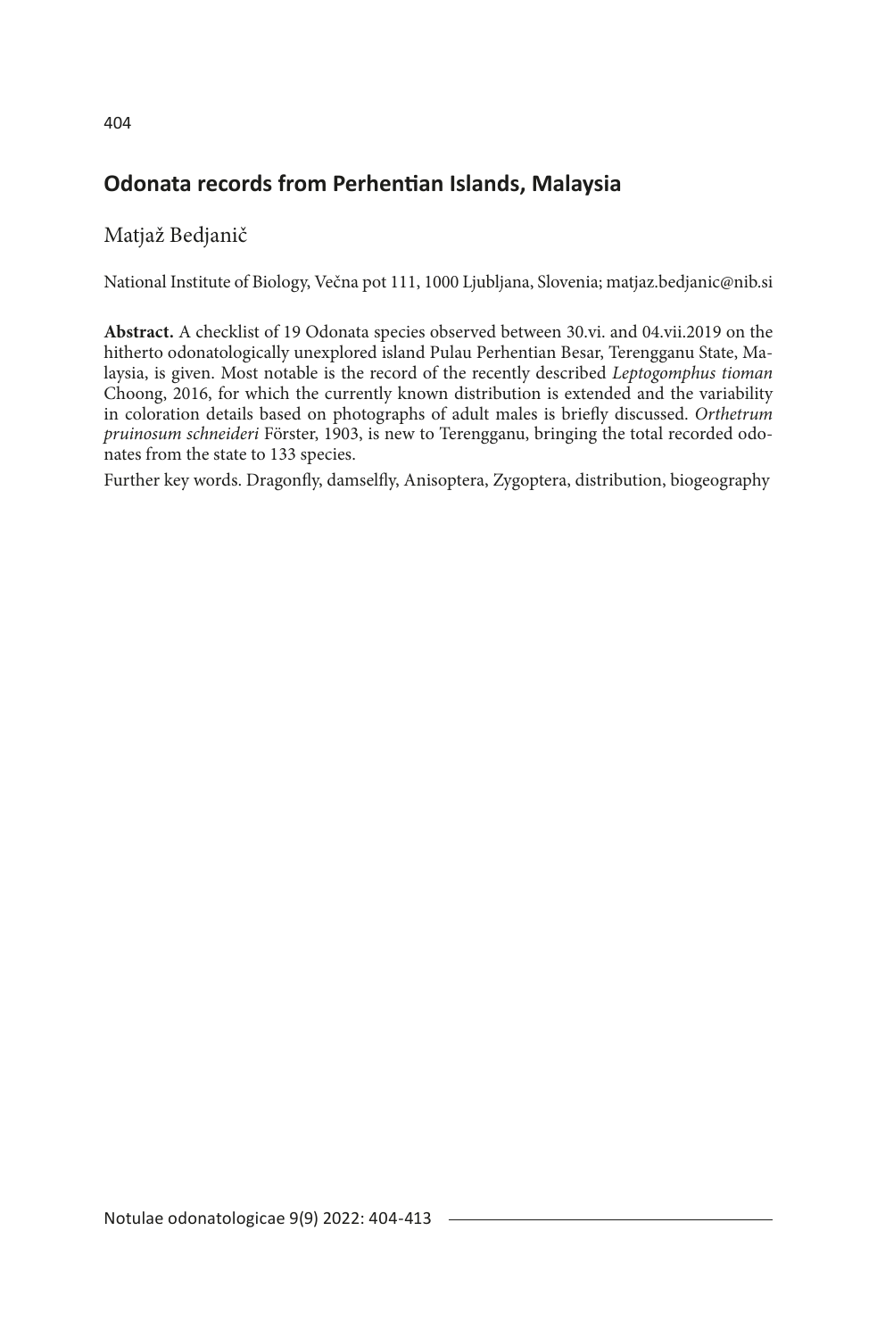# Odonata records from Perhentian Islands, Malaysia

Matjaž Bedjanič

National Institute of Biology, Večna pot 111, 1000 Ljubljana, Slovenia; matjaz.bedjanic@nib.si

**Abstract.** A checklist of 19 Odonata species observed between 30.vi. and 04.vii.2019 on the hitherto odonatologically unexplored island Pulau Perhentian Besar, Terengganu State, Malaysia, is given. Most notable is the record of the recently described *Leptogomphus tioman* Choong, 2016, for which the currently known distribution is extended and the variability in coloration details based on photographs of adult males is briefly discussed. *Orthetrum pruinosum schneideri* Förster, 1903, is new to Terengganu, bringing the total recorded odonates from the state to 133 species.

Further key words. Dragonfly, damselfly, Anisoptera, Zygoptera, distribution, biogeography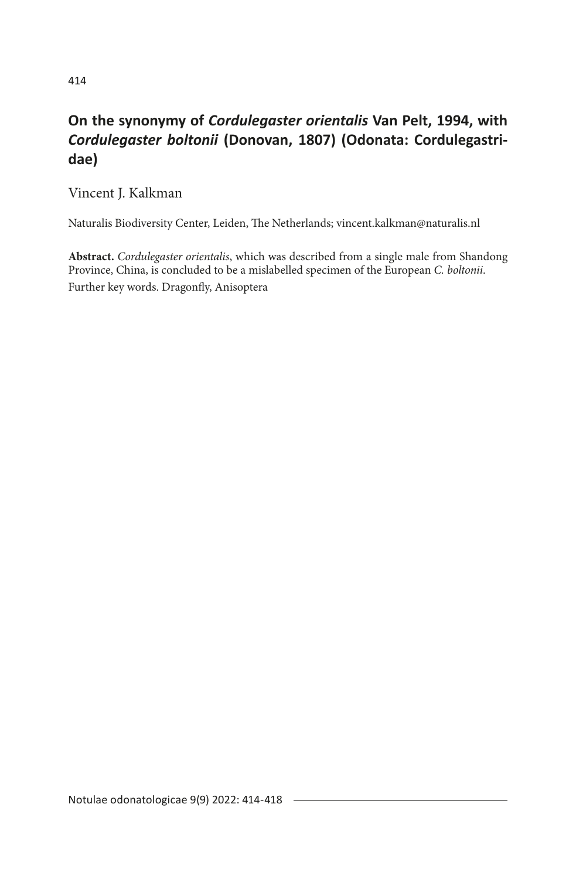# On the synonymy of *Cordulegaster orientalis* Van Pelt, 1994, with *Cordulegaster boltonii* (Donovan, 1807) (Odonata: Cordulegastridae)

Vincent J. Kalkman

Naturalis Biodiversity Center, Leiden, The Netherlands; vincent.kalkman@naturalis.nl

**Abstract.** *Cordulegaster orientalis*, which was described from a single male from Shandong Province, China, is concluded to be a mislabelled specimen of the European *C. boltonii*.

Further key words. Dragonfly, Anisoptera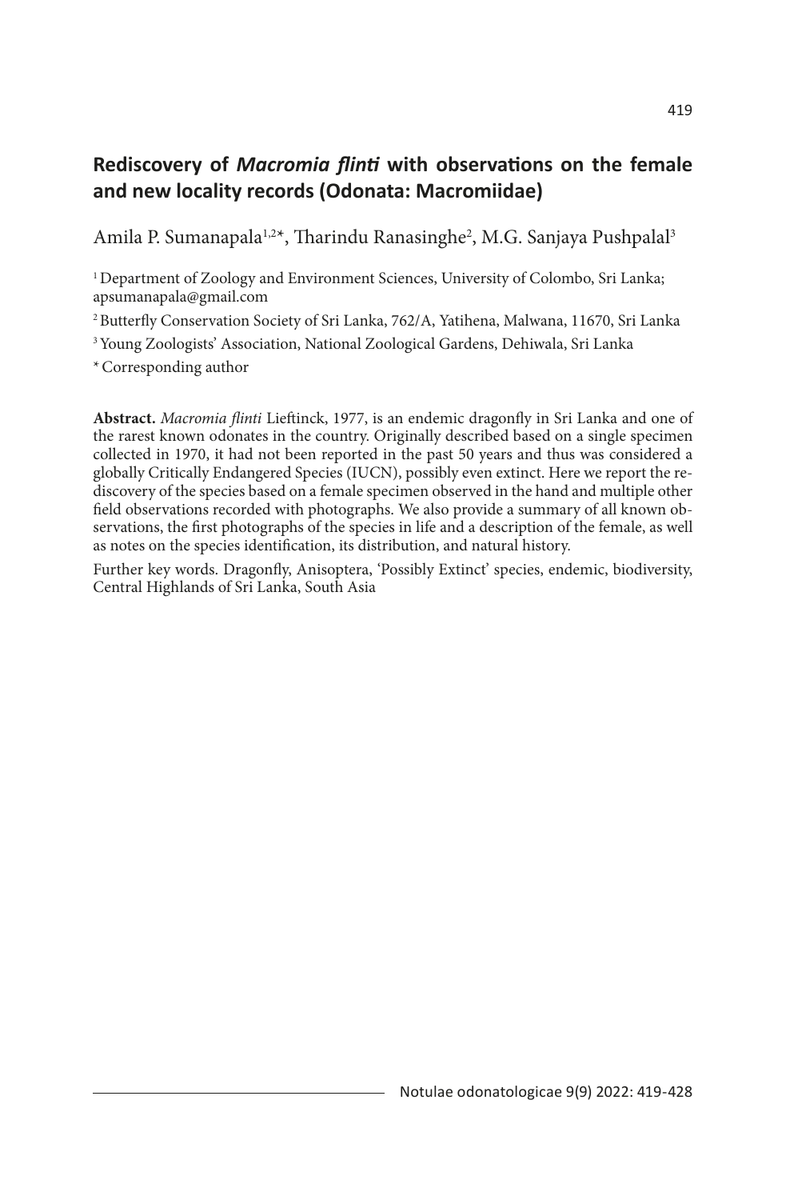## Rediscovery of *Macromia flinti* with observations on the female and new locality records (Odonata: Macromiidae)

Amila P. Sumanapala[1,2*], Tharindu Ranasinghe[2], M.G. Sanjaya Pushpalal[3]

[1] Department of Zoology and Environment Sciences, University of Colombo, Sri Lanka; apsumanapala@gmail.com

[2] Butterfly Conservation Society of Sri Lanka, 762/A, Yatihena, Malwana, 11670, Sri Lanka

[3] Young Zoologists' Association, National Zoological Gardens, Dehiwala, Sri Lanka

* Corresponding author

**Abstract.** *Macromia flinti* Lieftinck, 1977, is an endemic dragonfly in Sri Lanka and one of the rarest known odonates in the country. Originally described based on a single specimen collected in 1970, it had not been reported in the past 50 years and thus was considered a globally Critically Endangered Species (IUCN), possibly even extinct. Here we report the rediscovery of the species based on a female specimen observed in the hand and multiple other field observations recorded with photographs. We also provide a summary of all known observations, the first photographs of the species in life and a description of the female, as well as notes on the species identification, its distribution, and natural history.

Further key words. Dragonfly, Anisoptera, 'Possibly Extinct' species, endemic, biodiversity, Central Highlands of Sri Lanka, South Asia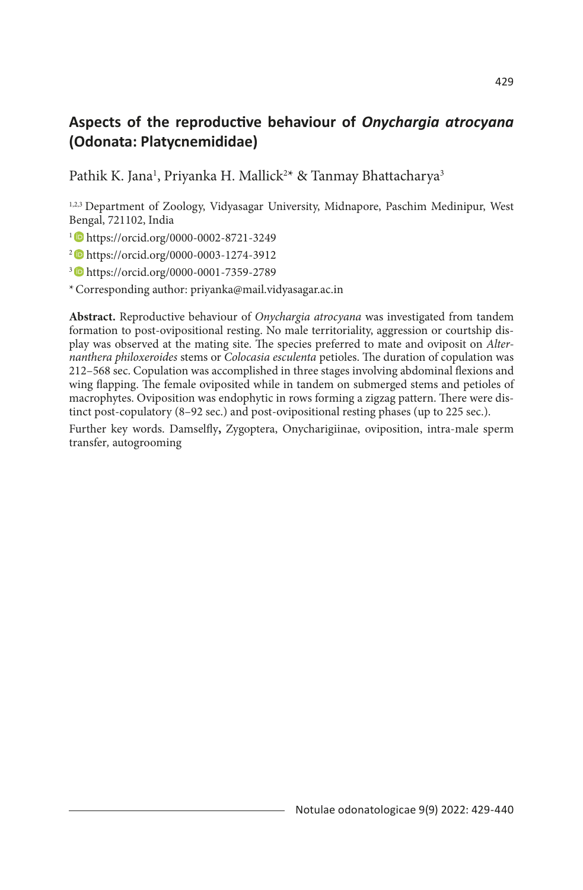## Aspects of the reproductive behaviour of *Onychargia atrocyana* (Odonata: Platycnemididae)

Pathik K. Jana[1], Priyanka H. Mallick[2]* & Tanmay Bhattacharya[3]

[1,2,3] Department of Zoology, Vidyasagar University, Midnapore, Paschim Medinipur, West Bengal, 721102, India

[1] https://orcid.org/0000-0002-8721-3249

[2] https://orcid.org/0000-0003-1274-3912

[3] https://orcid.org/0000-0001-7359-2789

* Corresponding author: priyanka@mail.vidyasagar.ac.in

**Abstract.** Reproductive behaviour of *Onychargia atrocyana* was investigated from tandem formation to post-ovipositional resting. No male territoriality, aggression or courtship display was observed at the mating site. The species preferred to mate and oviposit on *Alternanthera philoxeroides* stems or *Colocasia esculenta* petioles. The duration of copulation was 212–568 sec. Copulation was accomplished in three stages involving abdominal flexions and wing flapping. The female oviposited while in tandem on submerged stems and petioles of macrophytes. Oviposition was endophytic in rows forming a zigzag pattern. There were distinct post-copulatory (8–92 sec.) and post-ovipositional resting phases (up to 225 sec.).

Further key words. Damselfly**,** Zygoptera, Onycharigiinae, oviposition, intra-male sperm transfer, autogrooming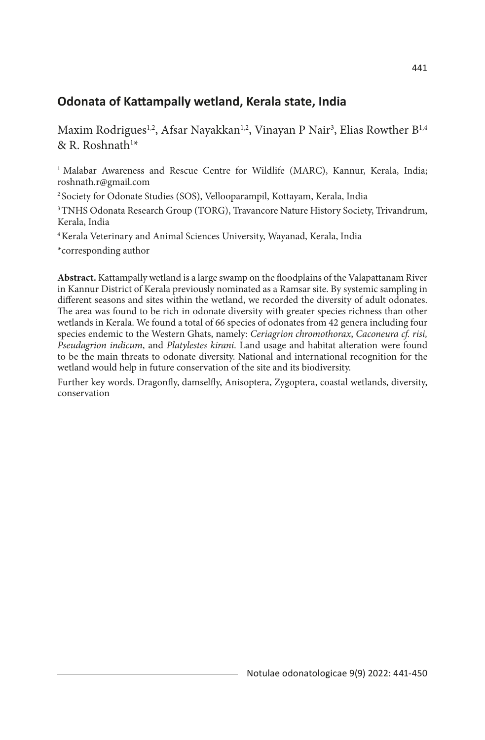## Odonata of Kattampally wetland, Kerala state, India

Maxim Rodrigues[1,2], Afsar Nayakkan[1,2], Vinayan P Nair[3], Elias Rowther B[1,4] & R. Roshnath[1]*

[1] Malabar Awareness and Rescue Centre for Wildlife (MARC), Kannur, Kerala, India; roshnath.r@gmail.com

[2] Society for Odonate Studies (SOS), Vellooparampil, Kottayam, Kerala, India

[3] TNHS Odonata Research Group (TORG), Travancore Nature History Society, Trivandrum, Kerala, India

[4] Kerala Veterinary and Animal Sciences University, Wayanad, Kerala, India

*corresponding author

**Abstract.** Kattampally wetland is a large swamp on the floodplains of the Valapattanam River in Kannur District of Kerala previously nominated as a Ramsar site. By systemic sampling in different seasons and sites within the wetland, we recorded the diversity of adult odonates. The area was found to be rich in odonate diversity with greater species richness than other wetlands in Kerala. We found a total of 66 species of odonates from 42 genera including four species endemic to the Western Ghats, namely: *Ceriagrion chromothorax*, *Caconeura cf. risi, Pseudagrion indicum*, and *Platylestes kirani*. Land usage and habitat alteration were found to be the main threats to odonate diversity. National and international recognition for the wetland would help in future conservation of the site and its biodiversity.

Further key words. Dragonfly, damselfly, Anisoptera, Zygoptera, coastal wetlands, diversity, conservation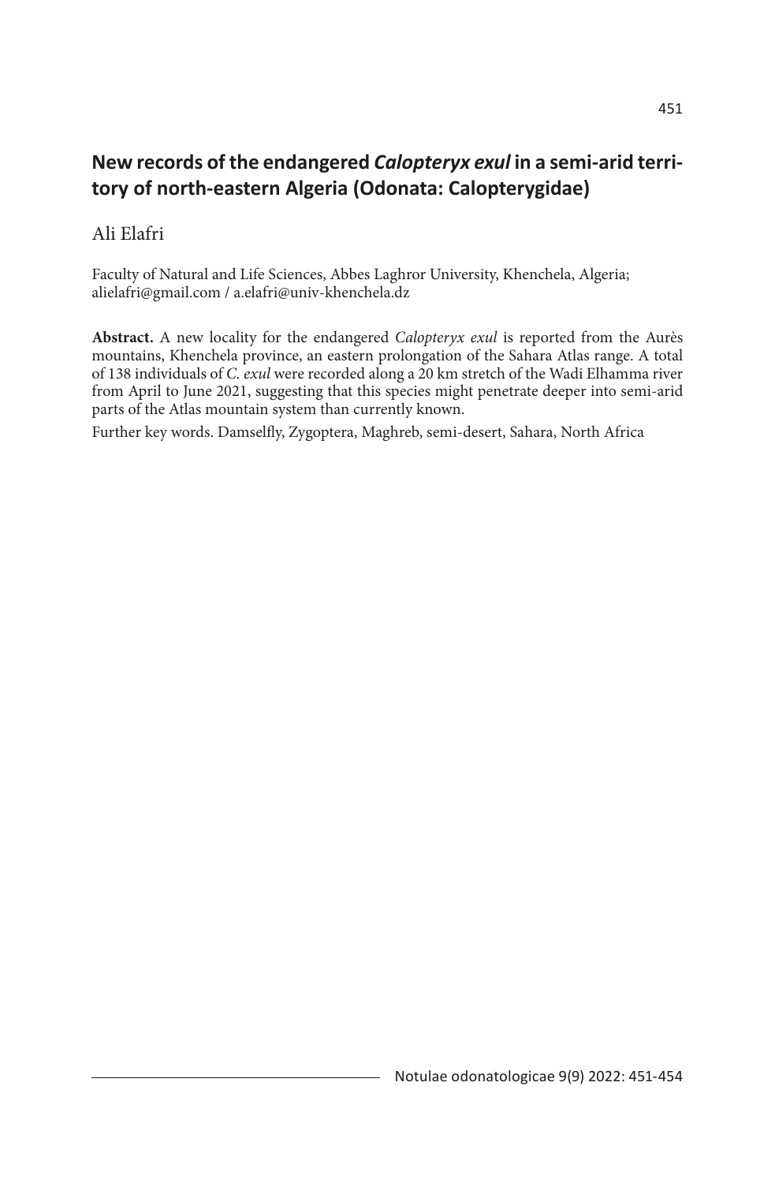## New records of the endangered *Calopteryx exul* in a semi-arid territory of north-eastern Algeria (Odonata: Calopterygidae)

Ali Elafri

Faculty of Natural and Life Sciences, Abbes Laghror University, Khenchela, Algeria; alielafri@gmail.com / a.elafri@univ-khenchela.dz

**Abstract.** A new locality for the endangered *Calopteryx exul* is reported from the Aurès mountains, Khenchela province, an eastern prolongation of the Sahara Atlas range. A total of 138 individuals of *C. exul* were recorded along a 20 km stretch of the Wadi Elhamma river from April to June 2021, suggesting that this species might penetrate deeper into semi-arid parts of the Atlas mountain system than currently known.

Further key words. Damselfly, Zygoptera, Maghreb, semi-desert, Sahara, North Africa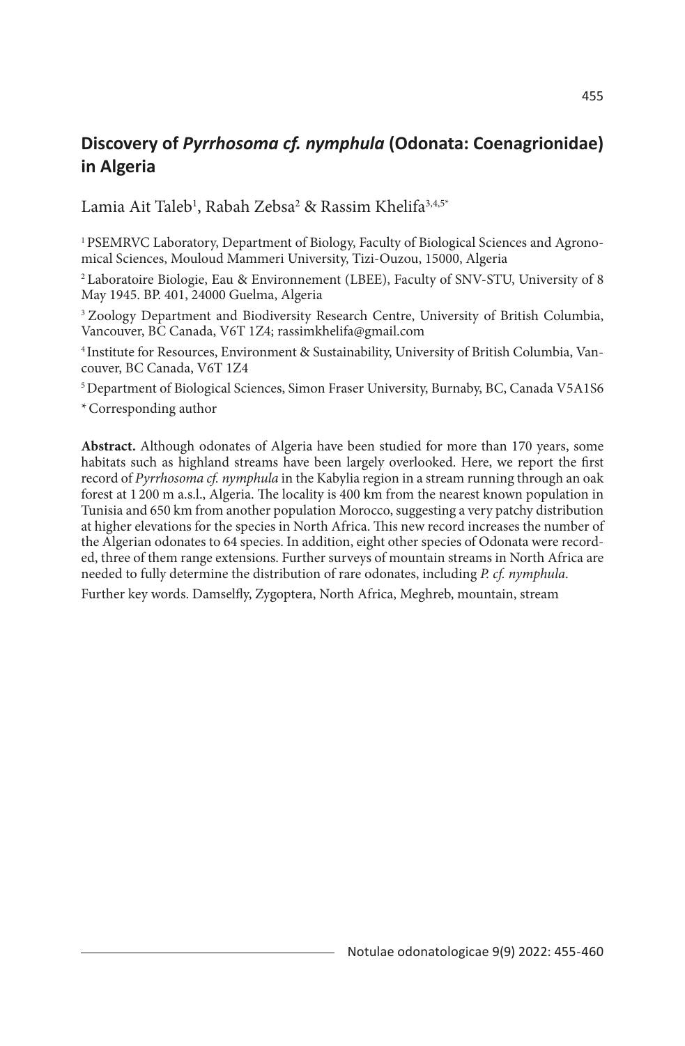## Discovery of *Pyrrhosoma cf. nymphula* (Odonata: Coenagrionidae) in Algeria

Lamia Ait Taleb[1], Rabah Zebsa[2] & Rassim Khelifa[3,4,5*]

[1] PSEMRVC Laboratory, Department of Biology, Faculty of Biological Sciences and Agronomical Sciences, Mouloud Mammeri University, Tizi-Ouzou, 15000, Algeria

[2] Laboratoire Biologie, Eau & Environnement (LBEE), Faculty of SNV-STU, University of 8 May 1945. BP. 401, 24000 Guelma, Algeria

[3] Zoology Department and Biodiversity Research Centre, University of British Columbia, Vancouver, BC Canada, V6T 1Z4; rassimkhelifa@gmail.com

[4] Institute for Resources, Environment & Sustainability, University of British Columbia, Vancouver, BC Canada, V6T 1Z4

[5] Department of Biological Sciences, Simon Fraser University, Burnaby, BC, Canada V5A1S6

\* Corresponding author

**Abstract.** Although odonates of Algeria have been studied for more than 170 years, some habitats such as highland streams have been largely overlooked. Here, we report the first record of *Pyrrhosoma cf. nymphula* in the Kabylia region in a stream running through an oak forest at 1 200 m a.s.l., Algeria. The locality is 400 km from the nearest known population in Tunisia and 650 km from another population Morocco, suggesting a very patchy distribution at higher elevations for the species in North Africa. This new record increases the number of the Algerian odonates to 64 species. In addition, eight other species of Odonata were recorded, three of them range extensions. Further surveys of mountain streams in North Africa are needed to fully determine the distribution of rare odonates, including *P. cf. nymphula*.

Further key words. Damselfly, Zygoptera, North Africa, Meghreb, mountain, stream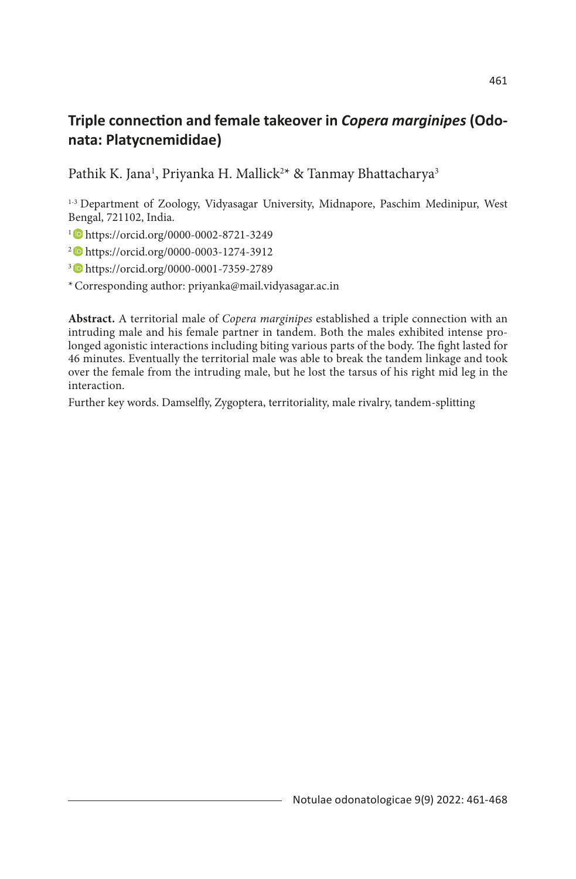# Triple connection and female takeover in *Copera marginipes* (Odonata: Platycnemididae)

Pathik K. Jana[1], Priyanka H. Mallick[2]* & Tanmay Bhattacharya[3]

[1-3] Department of Zoology, Vidyasagar University, Midnapore, Paschim Medinipur, West Bengal, 721102, India.

[1] https://orcid.org/0000-0002-8721-3249

[2] https://orcid.org/0000-0003-1274-3912

[3] https://orcid.org/0000-0001-7359-2789

* Corresponding author: priyanka@mail.vidyasagar.ac.in

**Abstract.** A territorial male of *Copera marginipes* established a triple connection with an intruding male and his female partner in tandem. Both the males exhibited intense prolonged agonistic interactions including biting various parts of the body. The fight lasted for 46 minutes. Eventually the territorial male was able to break the tandem linkage and took over the female from the intruding male, but he lost the tarsus of his right mid leg in the interaction.

Further key words. Damselfly, Zygoptera, territoriality, male rivalry, tandem-splitting